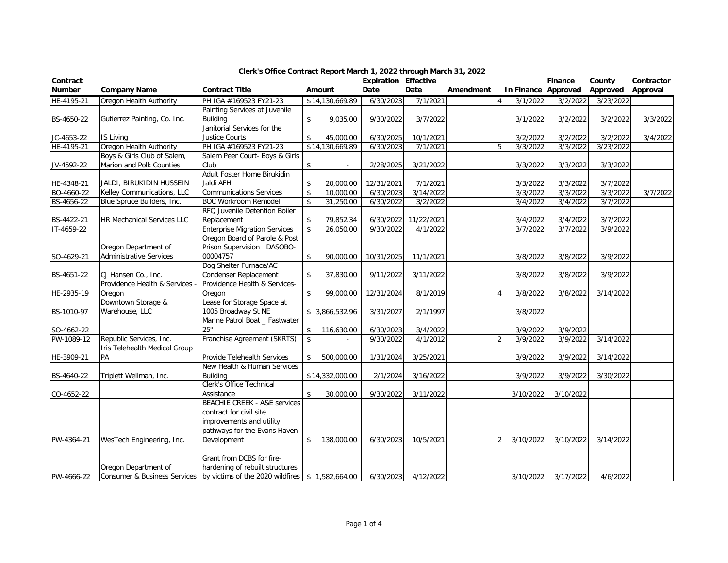## Clerk's Office Contract Report March 1, 2022 through March 31, 2022

| Contract Number | Company Name | Contract Title | Amount | Expiration Date | Effective Date | Amendment | In Finance | Finance Approved | County Approved | Contractor Approval |
|---|---|---|---|---|---|---|---|---|---|---|
| HE-4195-21 | Oregon Health Authority | PH IGA #169523 FY21-23 | $14,130,669.89 | 6/30/2023 | 7/1/2021 | 4 | 3/1/2022 | 3/2/2022 | 3/23/2022 | |
| BS-4650-22 | Gutierrez Painting, Co. Inc. | Painting Services at Juvenile Building | $ 9,035.00 | 9/30/2022 | 3/7/2022 | | 3/1/2022 | 3/2/2022 | 3/2/2022 | 3/3/2022 |
| JC-4653-22 | IS Living | Janitorial Services for the Justice Courts | $ 45,000.00 | 6/30/2025 | 10/1/2021 | | 3/2/2022 | 3/2/2022 | 3/2/2022 | 3/4/2022 |
| HE-4195-21 | Oregon Health Authority | PH IGA #169523 FY21-23 | $14,130,669.89 | 6/30/2023 | 7/1/2021 | 5 | 3/3/2022 | 3/3/2022 | 3/23/2022 | |
| JV-4592-22 | Boys & Girls Club of Salem, Marion and Polk Counties | Salem Peer Court- Boys & Girls Club | $ - | 2/28/2025 | 3/21/2022 | | 3/3/2022 | 3/3/2022 | 3/3/2022 | |
| HE-4348-21 | JALDI, BIRUKIDIN HUSSEIN | Adult Foster Home Birukidin Jaldi AFH | $ 20,000.00 | 12/31/2021 | 7/1/2021 | | 3/3/2022 | 3/3/2022 | 3/7/2022 | |
| BO-4660-22 | Kelley Communications, LLC | Communications Services | $ 10,000.00 | 6/30/2023 | 3/14/2022 | | 3/3/2022 | 3/3/2022 | 3/3/2022 | 3/7/2022 |
| BS-4656-22 | Blue Spruce Builders, Inc. | BOC Workroom Remodel | $ 31,250.00 | 6/30/2022 | 3/2/2022 | | 3/4/2022 | 3/4/2022 | 3/7/2022 | |
| BS-4422-21 | HR Mechanical Services LLC | RFQ Juvenile Detention Boiler Replacement | $ 79,852.34 | 6/30/2022 | 11/22/2021 | | 3/4/2022 | 3/4/2022 | 3/7/2022 | |
| IT-4659-22 | | Enterprise Migration Services | $ 26,050.00 | 9/30/2022 | 4/1/2022 | | 3/7/2022 | 3/7/2022 | 3/9/2022 | |
| SO-4629-21 | Oregon Department of Administrative Services | Oregon Board of Parole & Post Prison Supervision DASOBO-00004757 | $ 90,000.00 | 10/31/2025 | 11/1/2021 | | 3/8/2022 | 3/8/2022 | 3/9/2022 | |
| BS-4651-22 | CJ Hansen Co., Inc. | Dog Shelter Furnace/AC Condenser Replacement | $ 37,830.00 | 9/11/2022 | 3/11/2022 | | 3/8/2022 | 3/8/2022 | 3/9/2022 | |
| HE-2935-19 | Providence Health & Services - Oregon | Providence Health & Services-Oregon | $ 99,000.00 | 12/31/2024 | 8/1/2019 | 4 | 3/8/2022 | 3/8/2022 | 3/14/2022 | |
| BS-1010-97 | Downtown Storage & Warehouse, LLC | Lease for Storage Space at 1005 Broadway St NE | $ 3,866,532.96 | 3/31/2027 | 2/1/1997 | | 3/8/2022 | | | |
| SO-4662-22 | | Marine Patrol Boat _ Fastwater 25" | $ 116,630.00 | 6/30/2023 | 3/4/2022 | | 3/9/2022 | 3/9/2022 | | |
| PW-1089-12 | Republic Services, Inc. | Franchise Agreement (SKRTS) | $ - | 9/30/2022 | 4/1/2012 | 2 | 3/9/2022 | 3/9/2022 | 3/14/2022 | |
| HE-3909-21 | Iris Telehealth Medical Group PA | Provide Telehealth Services | $ 500,000.00 | 1/31/2024 | 3/25/2021 | | 3/9/2022 | 3/9/2022 | 3/14/2022 | |
| BS-4640-22 | Triplett Wellman, Inc. | New Health & Human Services Building | $14,332,000.00 | 2/1/2024 | 3/16/2022 | | 3/9/2022 | 3/9/2022 | 3/30/2022 | |
| CO-4652-22 | | Clerk's Office Technical Assistance | $ 30,000.00 | 9/30/2022 | 3/11/2022 | | 3/10/2022 | 3/10/2022 | | |
| PW-4364-21 | WesTech Engineering, Inc. | BEACHIE CREEK - A&E services contract for civil site improvements and utility pathways for the Evans Haven Development | $ 138,000.00 | 6/30/2023 | 10/5/2021 | 2 | 3/10/2022 | 3/10/2022 | 3/14/2022 | |
| PW-4666-22 | Oregon Department of Consumer & Business Services | Grant from DCBS for fire-hardening of rebuilt structures by victims of the 2020 wildfires | $ 1,582,664.00 | 6/30/2023 | 4/12/2022 | | 3/10/2022 | 3/17/2022 | 4/6/2022 | |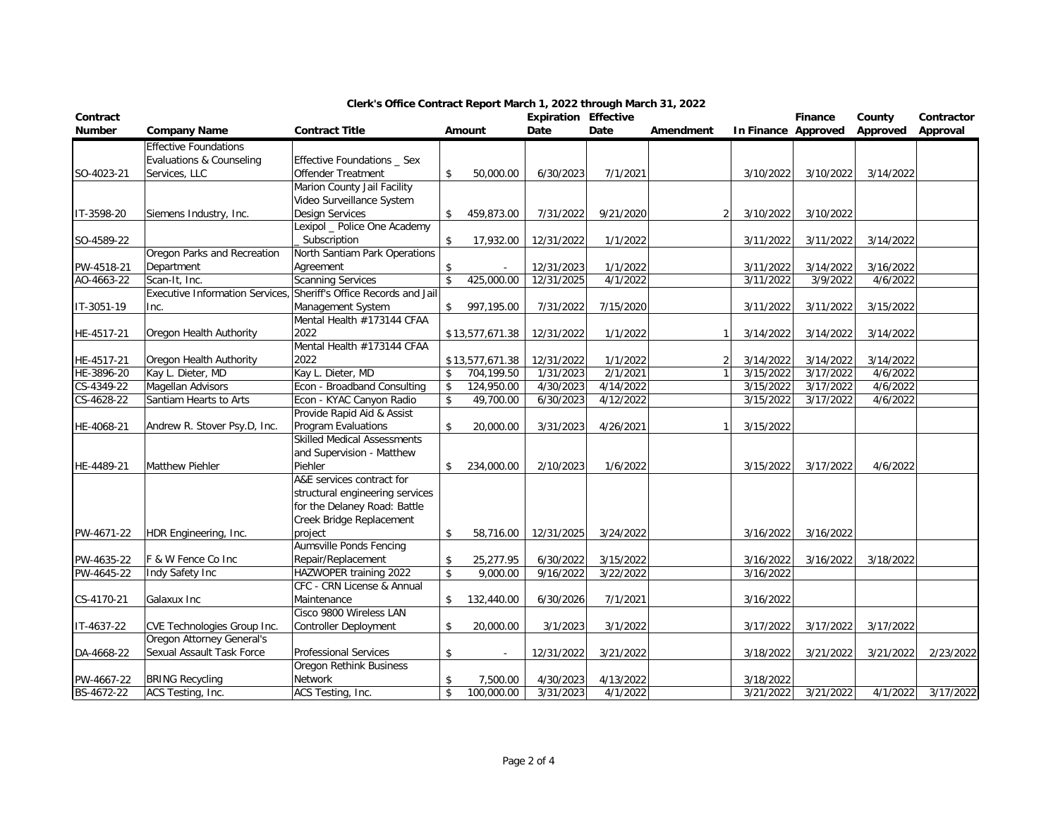## Clerk's Office Contract Report March 1, 2022 through March 31, 2022

| Contract Number | Company Name | Contract Title | Amount | Expiration Date | Effective Date | Amendment | In Finance | Finance Approved | County Approved | Contractor Approval |
|---|---|---|---|---|---|---|---|---|---|---|
| SO-4023-21 | Effective Foundations Evaluations & Counseling Services, LLC | Effective Foundations _ Sex Offender Treatment | $ 50,000.00 | 6/30/2023 | 7/1/2021 | | 3/10/2022 | 3/10/2022 | 3/14/2022 | |
| IT-3598-20 | Siemens Industry, Inc. | Marion County Jail Facility Video Surveillance System Design Services | $ 459,873.00 | 7/31/2022 | 9/21/2020 | 2 | 3/10/2022 | 3/10/2022 | | |
| SO-4589-22 | | Lexipol _ Police One Academy _ Subscription | $ 17,932.00 | 12/31/2022 | 1/1/2022 | | 3/11/2022 | 3/11/2022 | 3/14/2022 | |
| PW-4518-21 | Oregon Parks and Recreation Department | North Santiam Park Operations Agreement | $ - | 12/31/2023 | 1/1/2022 | | 3/11/2022 | 3/14/2022 | 3/16/2022 | |
| AO-4663-22 | Scan-It, Inc. | Scanning Services | $ 425,000.00 | 12/31/2025 | 4/1/2022 | | 3/11/2022 | 3/9/2022 | 4/6/2022 | |
| IT-3051-19 | Executive Information Services, Inc. | Sheriff's Office Records and Jail Management System | $ 997,195.00 | 7/31/2022 | 7/15/2020 | | 3/11/2022 | 3/11/2022 | 3/15/2022 | |
| HE-4517-21 | Oregon Health Authority | Mental Health #173144 CFAA 2022 | $13,577,671.38 | 12/31/2022 | 1/1/2022 | 1 | 3/14/2022 | 3/14/2022 | 3/14/2022 | |
| HE-4517-21 | Oregon Health Authority | Mental Health #173144 CFAA 2022 | $13,577,671.38 | 12/31/2022 | 1/1/2022 | 2 | 3/14/2022 | 3/14/2022 | 3/14/2022 | |
| HE-3896-20 | Kay L. Dieter, MD | Kay L. Dieter, MD | $ 704,199.50 | 1/31/2023 | 2/1/2021 | 1 | 3/15/2022 | 3/17/2022 | 4/6/2022 | |
| CS-4349-22 | Magellan Advisors | Econ - Broadband Consulting | $ 124,950.00 | 4/30/2023 | 4/14/2022 | | 3/15/2022 | 3/17/2022 | 4/6/2022 | |
| CS-4628-22 | Santiam Hearts to Arts | Econ - KYAC Canyon Radio | $ 49,700.00 | 6/30/2023 | 4/12/2022 | | 3/15/2022 | 3/17/2022 | 4/6/2022 | |
| HE-4068-21 | Andrew R. Stover Psy.D, Inc. | Provide Rapid Aid & Assist Program Evaluations | $ 20,000.00 | 3/31/2023 | 4/26/2021 | 1 | 3/15/2022 | | | |
| HE-4489-21 | Matthew Piehler | Skilled Medical Assessments and Supervision - Matthew Piehler | $ 234,000.00 | 2/10/2023 | 1/6/2022 | | 3/15/2022 | 3/17/2022 | 4/6/2022 | |
| PW-4671-22 | HDR Engineering, Inc. | A&E services contract for structural engineering services for the Delaney Road: Battle Creek Bridge Replacement project | $ 58,716.00 | 12/31/2025 | 3/24/2022 | | 3/16/2022 | 3/16/2022 | | |
| PW-4635-22 | F & W Fence Co Inc | Aumsville Ponds Fencing Repair/Replacement | $ 25,277.95 | 6/30/2022 | 3/15/2022 | | 3/16/2022 | 3/16/2022 | 3/18/2022 | |
| PW-4645-22 | Indy Safety Inc | HAZWOPER training 2022 | $ 9,000.00 | 9/16/2022 | 3/22/2022 | | 3/16/2022 | | | |
| CS-4170-21 | Galaxux Inc | CFC - CRN License & Annual Maintenance | $ 132,440.00 | 6/30/2026 | 7/1/2021 | | 3/16/2022 | | | |
| IT-4637-22 | CVE Technologies Group Inc. | Cisco 9800 Wireless LAN Controller Deployment | $ 20,000.00 | 3/1/2023 | 3/1/2022 | | 3/17/2022 | 3/17/2022 | 3/17/2022 | |
| DA-4668-22 | Oregon Attorney General's Sexual Assault Task Force | Professional Services | $ - | 12/31/2022 | 3/21/2022 | | 3/18/2022 | 3/21/2022 | 3/21/2022 | 2/23/2022 |
| PW-4667-22 | BRING Recycling | Oregon Rethink Business Network | $ 7,500.00 | 4/30/2023 | 4/13/2022 | | 3/18/2022 | | | |
| BS-4672-22 | ACS Testing, Inc. | ACS Testing, Inc. | $ 100,000.00 | 3/31/2023 | 4/1/2022 | | 3/21/2022 | 3/21/2022 | 4/1/2022 | 3/17/2022 |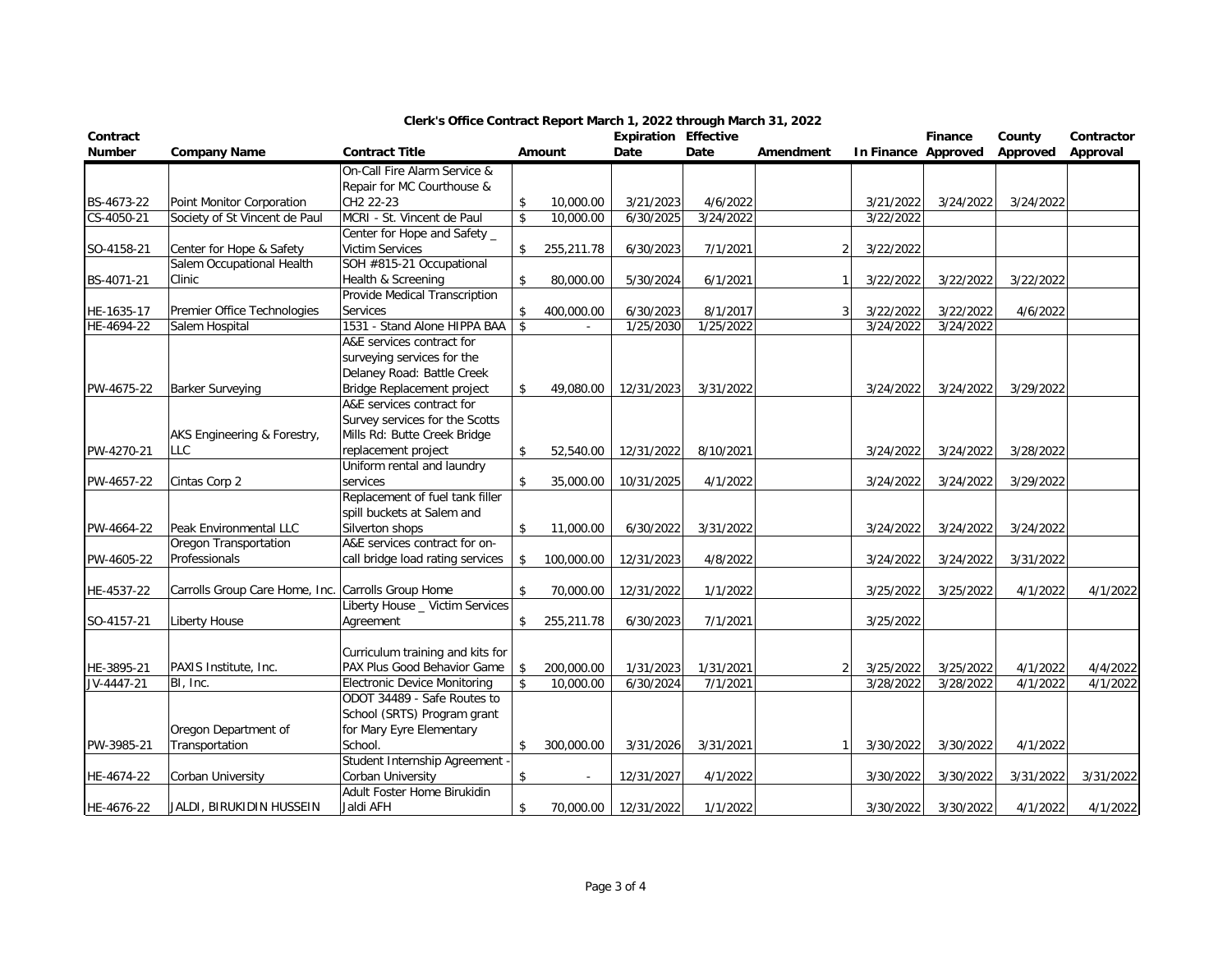# Clerk's Office Contract Report March 1, 2022 through March 31, 2022

| Contract Number | Company Name | Contract Title | Amount | Expiration Date | Effective Date | Amendment | In Finance | Finance Approved | County Approved | Contractor Approval |
|---|---|---|---|---|---|---|---|---|---|---|
| BS-4673-22 | Point Monitor Corporation | On-Call Fire Alarm Service & Repair for MC Courthouse & CH2 22-23 | $ 10,000.00 | 3/21/2023 | 4/6/2022 | | 3/21/2022 | 3/24/2022 | 3/24/2022 | |
| CS-4050-21 | Society of St Vincent de Paul | MCRI - St. Vincent de Paul | $ 10,000.00 | 6/30/2025 | 3/24/2022 | | 3/22/2022 | | | |
| SO-4158-21 | Center for Hope & Safety | Center for Hope and Safety _ Victim Services | $ 255,211.78 | 6/30/2023 | 7/1/2021 | 2 | 3/22/2022 | | | |
| BS-4071-21 | Salem Occupational Health Clinic | SOH #815-21 Occupational Health & Screening | $ 80,000.00 | 5/30/2024 | 6/1/2021 | 1 | 3/22/2022 | 3/22/2022 | 3/22/2022 | |
| HE-1635-17 | Premier Office Technologies | Provide Medical Transcription Services | $ 400,000.00 | 6/30/2023 | 8/1/2017 | 3 | 3/22/2022 | 3/22/2022 | 4/6/2022 | |
| HE-4694-22 | Salem Hospital | 1531 - Stand Alone HIPPA BAA | $ - | 1/25/2030 | 1/25/2022 | | 3/24/2022 | 3/24/2022 | | |
| PW-4675-22 | Barker Surveying | A&E services contract for surveying services for the Delaney Road: Battle Creek Bridge Replacement project | $ 49,080.00 | 12/31/2023 | 3/31/2022 | | 3/24/2022 | 3/24/2022 | 3/29/2022 | |
| PW-4270-21 | AKS Engineering & Forestry, LLC | A&E services contract for Survey services for the Scotts Mills Rd: Butte Creek Bridge replacement project | $ 52,540.00 | 12/31/2022 | 8/10/2021 | | 3/24/2022 | 3/24/2022 | 3/28/2022 | |
| PW-4657-22 | Cintas Corp 2 | Uniform rental and laundry services | $ 35,000.00 | 10/31/2025 | 4/1/2022 | | 3/24/2022 | 3/24/2022 | 3/29/2022 | |
| PW-4664-22 | Peak Environmental LLC | Replacement of fuel tank filler spill buckets at Salem and Silverton shops | $ 11,000.00 | 6/30/2022 | 3/31/2022 | | 3/24/2022 | 3/24/2022 | 3/24/2022 | |
| PW-4605-22 | Oregon Transportation Professionals | A&E services contract for on-call bridge load rating services | $ 100,000.00 | 12/31/2023 | 4/8/2022 | | 3/24/2022 | 3/24/2022 | 3/31/2022 | |
| HE-4537-22 | Carrolls Group Care Home, Inc. | Carrolls Group Home | $ 70,000.00 | 12/31/2022 | 1/1/2022 | | 3/25/2022 | 3/25/2022 | 4/1/2022 | 4/1/2022 |
| SO-4157-21 | Liberty House | Liberty House _ Victim Services Agreement | $ 255,211.78 | 6/30/2023 | 7/1/2021 | | 3/25/2022 | | | |
| HE-3895-21 | PAXIS Institute, Inc. | Curriculum training and kits for PAX Plus Good Behavior Game | $ 200,000.00 | 1/31/2023 | 1/31/2021 | 2 | 3/25/2022 | 3/25/2022 | 4/1/2022 | 4/4/2022 |
| JV-4447-21 | BI, Inc. | Electronic Device Monitoring | $ 10,000.00 | 6/30/2024 | 7/1/2021 | | 3/28/2022 | 3/28/2022 | 4/1/2022 | 4/1/2022 |
| PW-3985-21 | Oregon Department of Transportation | ODOT 34489 - Safe Routes to School (SRTS) Program grant for Mary Eyre Elementary School. | $ 300,000.00 | 3/31/2026 | 3/31/2021 | 1 | 3/30/2022 | 3/30/2022 | 4/1/2022 | |
| HE-4674-22 | Corban University | Student Internship Agreement - Corban University | $ - | 12/31/2027 | 4/1/2022 | | 3/30/2022 | 3/30/2022 | 3/31/2022 | 3/31/2022 |
| HE-4676-22 | JALDI, BIRUKIDIN HUSSEIN | Adult Foster Home Birukidin Jaldi AFH | $ 70,000.00 | 12/31/2022 | 1/1/2022 | | 3/30/2022 | 3/30/2022 | 4/1/2022 | 4/1/2022 |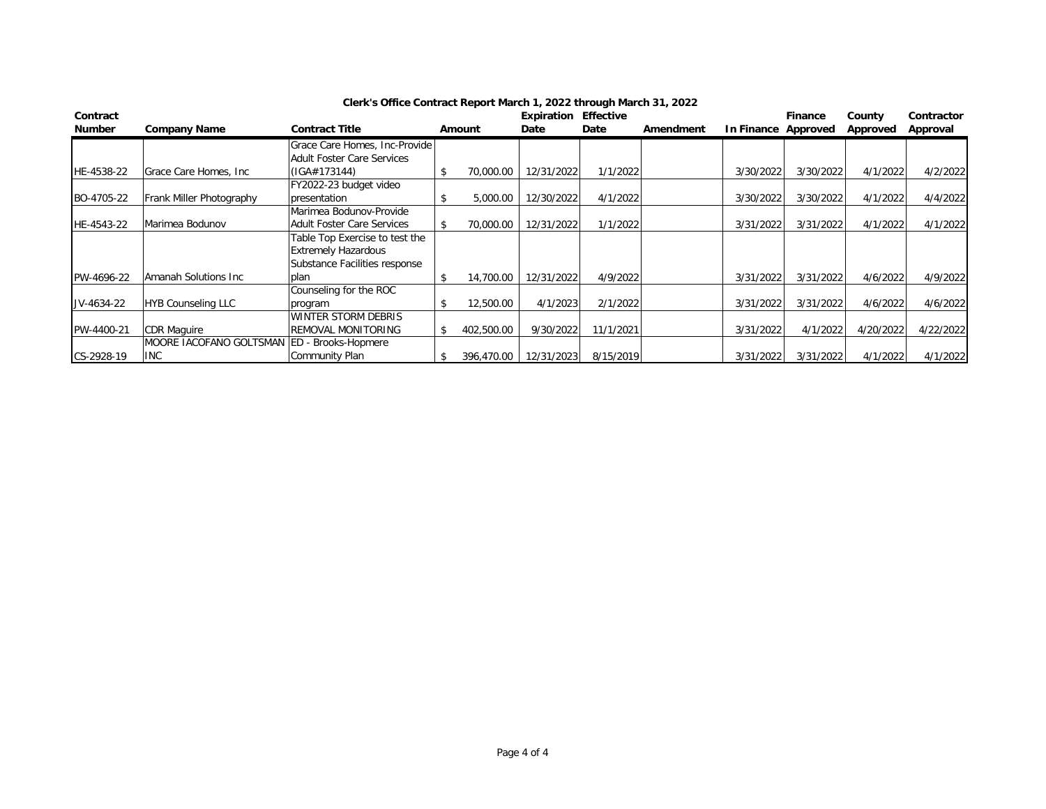**Clerk's Office Contract Report March 1, 2022 through March 31, 2022**

| Contract Number | Company Name | Contract Title | Amount | Expiration Date | Effective Date | Amendment | In Finance | Finance Approved | County Approved | Contractor Approval |
|---|---|---|---|---|---|---|---|---|---|---|
| HE-4538-22 | Grace Care Homes, Inc | Grace Care Homes, Inc-Provide Adult Foster Care Services (IGA#173144) | $ 70,000.00 | 12/31/2022 | 1/1/2022 | | 3/30/2022 | 3/30/2022 | 4/1/2022 | 4/2/2022 |
| BO-4705-22 | Frank Miller Photography | FY2022-23 budget video presentation | $ 5,000.00 | 12/30/2022 | 4/1/2022 | | 3/30/2022 | 3/30/2022 | 4/1/2022 | 4/4/2022 |
| HE-4543-22 | Marimea Bodunov | Marimea Bodunov-Provide Adult Foster Care Services | $ 70,000.00 | 12/31/2022 | 1/1/2022 | | 3/31/2022 | 3/31/2022 | 4/1/2022 | 4/1/2022 |
| PW-4696-22 | Amanah Solutions Inc | Table Top Exercise to test the Extremely Hazardous Substance Facilities response plan | $ 14,700.00 | 12/31/2022 | 4/9/2022 | | 3/31/2022 | 3/31/2022 | 4/6/2022 | 4/9/2022 |
| JV-4634-22 | HYB Counseling LLC | Counseling for the ROC program | $ 12,500.00 | 4/1/2023 | 2/1/2022 | | 3/31/2022 | 3/31/2022 | 4/6/2022 | 4/6/2022 |
| PW-4400-21 | CDR Maguire | WINTER STORM DEBRIS REMOVAL MONITORING | $ 402,500.00 | 9/30/2022 | 11/1/2021 | | 3/31/2022 | 4/1/2022 | 4/20/2022 | 4/22/2022 |
| CS-2928-19 | MOORE IACOFANO GOLTSMAN INC | ED - Brooks-Hopmere Community Plan | $ 396,470.00 | 12/31/2023 | 8/15/2019 | | 3/31/2022 | 3/31/2022 | 4/1/2022 | 4/1/2022 |